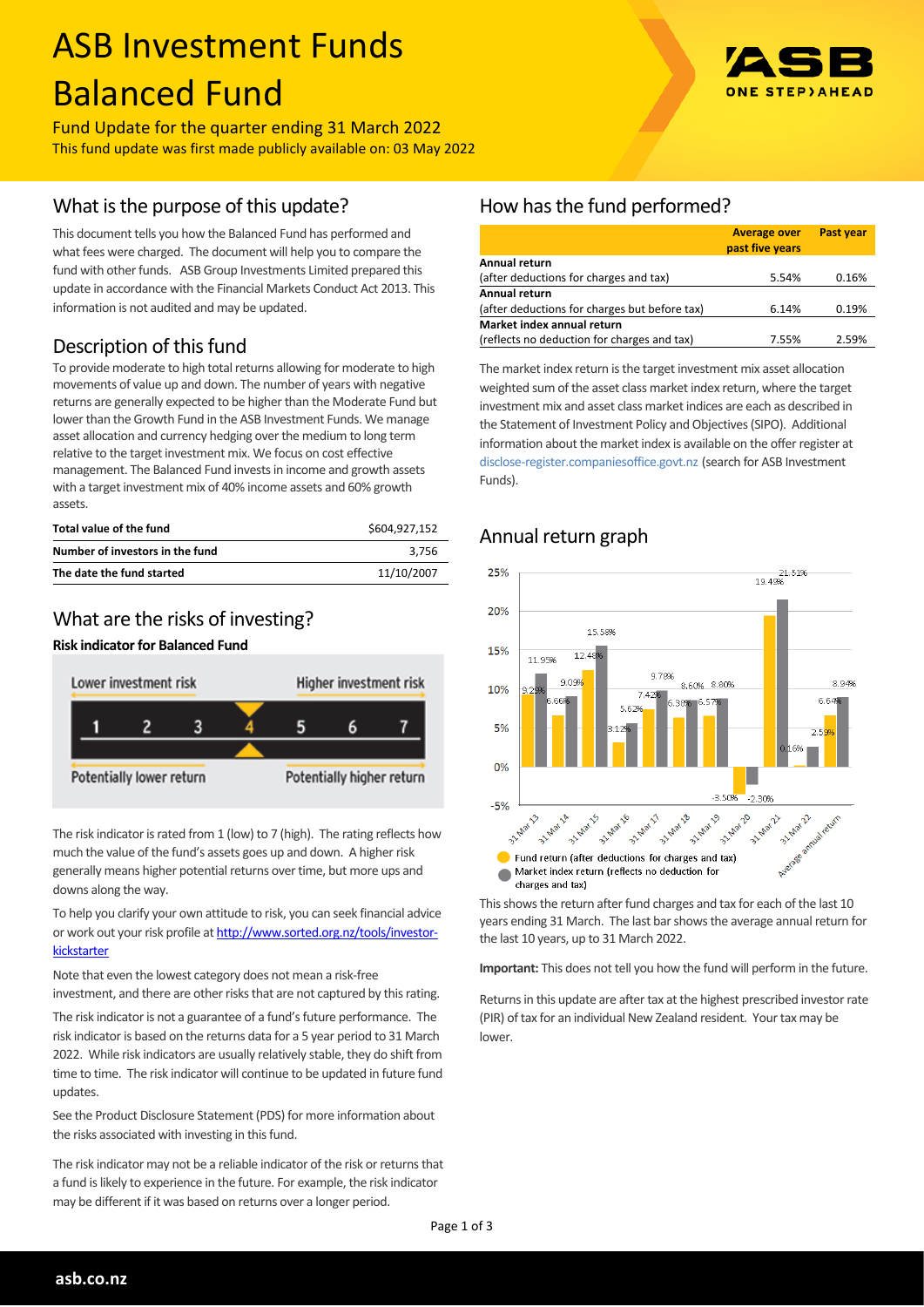# ASB Investment Funds Balanced Fund

Fund Update for the quarter ending 31 March 2022

This fund update was first made publicly available on: 03 May 2022

## What is the purpose of this update?

This document tells you how the Balanced Fund has performed and what fees were charged. The document will help you to compare the fund with other funds. ASB Group Investments Limited prepared this update in accordance with the Financial Markets Conduct Act 2013. This information is not audited and may be updated.

## Description of this fund

To provide moderate to high total returns allowing for moderate to high movements of value up and down. The number of years with negative returns are generally expected to be higher than the Moderate Fund but lower than the Growth Fund in the ASB Investment Funds. We manage asset allocation and currency hedging over the medium to long term relative to the target investment mix. We focus on cost effective management. The Balanced Fund invests in income and growth assets with a target investment mix of 40% income assets and 60% growth assets.

| | |
|---|---|
| **Total value of the fund** | $604,927,152 |
| **Number of investors in the fund** | 3,756 |
| **The date the fund started** | 11/10/2007 |

## What are the risks of investing?

**Risk indicator for Balanced Fund**

Lower investment risk — Higher investment risk

1 | 2 | 3 | **4** | 5 | 6 | 7

Potentially lower return — Potentially higher return

The risk indicator is rated from 1 (low) to 7 (high). The rating reflects how much the value of the fund's assets goes up and down. A higher risk generally means higher potential returns over time, but more ups and downs along the way.

To help you clarify your own attitude to risk, you can seek financial advice or work out your risk profile at [http://www.sorted.org.nz/tools/investor-kickstarter](http://www.sorted.org.nz/tools/investor-kickstarter)

Note that even the lowest category does not mean a risk-free investment, and there are other risks that are not captured by this rating.

The risk indicator is not a guarantee of a fund's future performance. The risk indicator is based on the returns data for a 5 year period to 31 March 2022. While risk indicators are usually relatively stable, they do shift from time to time. The risk indicator will continue to be updated in future fund updates.

See the Product Disclosure Statement (PDS) for more information about the risks associated with investing in this fund.

The risk indicator may not be a reliable indicator of the risk or returns that a fund is likely to experience in the future. For example, the risk indicator may be different if it was based on returns over a longer period.

## How has the fund performed?

| | Average over past five years | Past year |
|---|---|---|
| **Annual return**<br>(after deductions for charges and tax) | 5.54% | 0.16% |
| **Annual return**<br>(after deductions for charges but before tax) | 6.14% | 0.19% |
| **Market index annual return**<br>(reflects no deduction for charges and tax) | 7.55% | 2.59% |

The market index return is the target investment mix asset allocation weighted sum of the asset class market index return, where the target investment mix and asset class market indices are each as described in the Statement of Investment Policy and Objectives (SIPO). Additional information about the market index is available on the offer register at disclose-register.companiesoffice.govt.nz (search for ASB Investment Funds).

## Annual return graph

| Year | Fund return (after deductions for charges and tax) | Market index return (reflects no deduction for charges and tax) |
|---|---|---|
| 31 Mar 13 | 9.29% | 11.95% |
| 31 Mar 14 | 6.66% | 9.09% |
| 31 Mar 15 | 12.48% | 15.58% |
| 31 Mar 16 | 3.12% | 5.62% |
| 31 Mar 17 | 7.42% | 9.70% |
| 31 Mar 18 | 6.39% | 8.60% |
| 31 Mar 19 | 6.57% | 8.80% |
| 31 Mar 20 | -3.50% | -2.30% |
| 31 Mar 21 | 19.49% | 21.51% |
| 31 Mar 22 | 0.16% | 2.59% |
| Average annual return | 6.64% | 8.94% |

This shows the return after fund charges and tax for each of the last 10 years ending 31 March. The last bar shows the average annual return for the last 10 years, up to 31 March 2022.

**Important:** This does not tell you how the fund will perform in the future.

Returns in this update are after tax at the highest prescribed investor rate (PIR) of tax for an individual New Zealand resident. Your tax may be lower.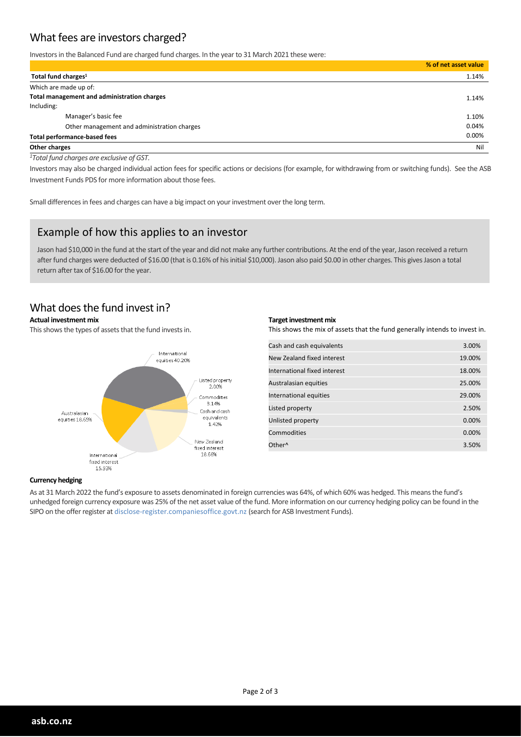## What fees are investors charged?

Investors in the Balanced Fund are charged fund charges. In the year to 31 March 2021 these were:

| | % of net asset value |
|---|---|
| **Total fund charges**[1] | 1.14% |
| Which are made up of: | |
| **Total management and administration charges** | 1.14% |
| Including: | |
| Manager's basic fee | 1.10% |
| Other management and administration charges | 0.04% |
| **Total performance-based fees** | 0.00% |
| **Other charges** | Nil |

*[1]Total fund charges are exclusive of GST.*

Investors may also be charged individual action fees for specific actions or decisions (for example, for withdrawing from or switching funds). See the ASB Investment Funds PDS for more information about those fees.

Small differences in fees and charges can have a big impact on your investment over the long term.

### Example of how this applies to an investor

Jason had $10,000 in the fund at the start of the year and did not make any further contributions. At the end of the year, Jason received a return after fund charges were deducted of $16.00 (that is 0.16% of his initial $10,000). Jason also paid $0.00 in other charges. This gives Jason a total return after tax of $16.00 for the year.

## What does the fund invest in?

**Actual investment mix**

This shows the types of assets that the fund invests in.

- International equities 40.20%
- Listed property 2.00%
- Commodities 3.14%
- Cash and cash equivalents 1.42%
- New Zealand fixed interest 18.66%
- International fixed interest 15.93%
- Australasian equities 18.65%

**Target investment mix**

This shows the mix of assets that the fund generally intends to invest in.

| Asset | Target |
|---|---|
| Cash and cash equivalents | 3.00% |
| New Zealand fixed interest | 19.00% |
| International fixed interest | 18.00% |
| Australasian equities | 25.00% |
| International equities | 29.00% |
| Listed property | 2.50% |
| Unlisted property | 0.00% |
| Commodities | 0.00% |
| Other^ | 3.50% |

**Currency hedging**

As at 31 March 2022 the fund's exposure to assets denominated in foreign currencies was 64%, of which 60% was hedged. This means the fund's unhedged foreign currency exposure was 25% of the net asset value of the fund. More information on our currency hedging policy can be found in the SIPO on the offer register at disclose-register.companiesoffice.govt.nz (search for ASB Investment Funds).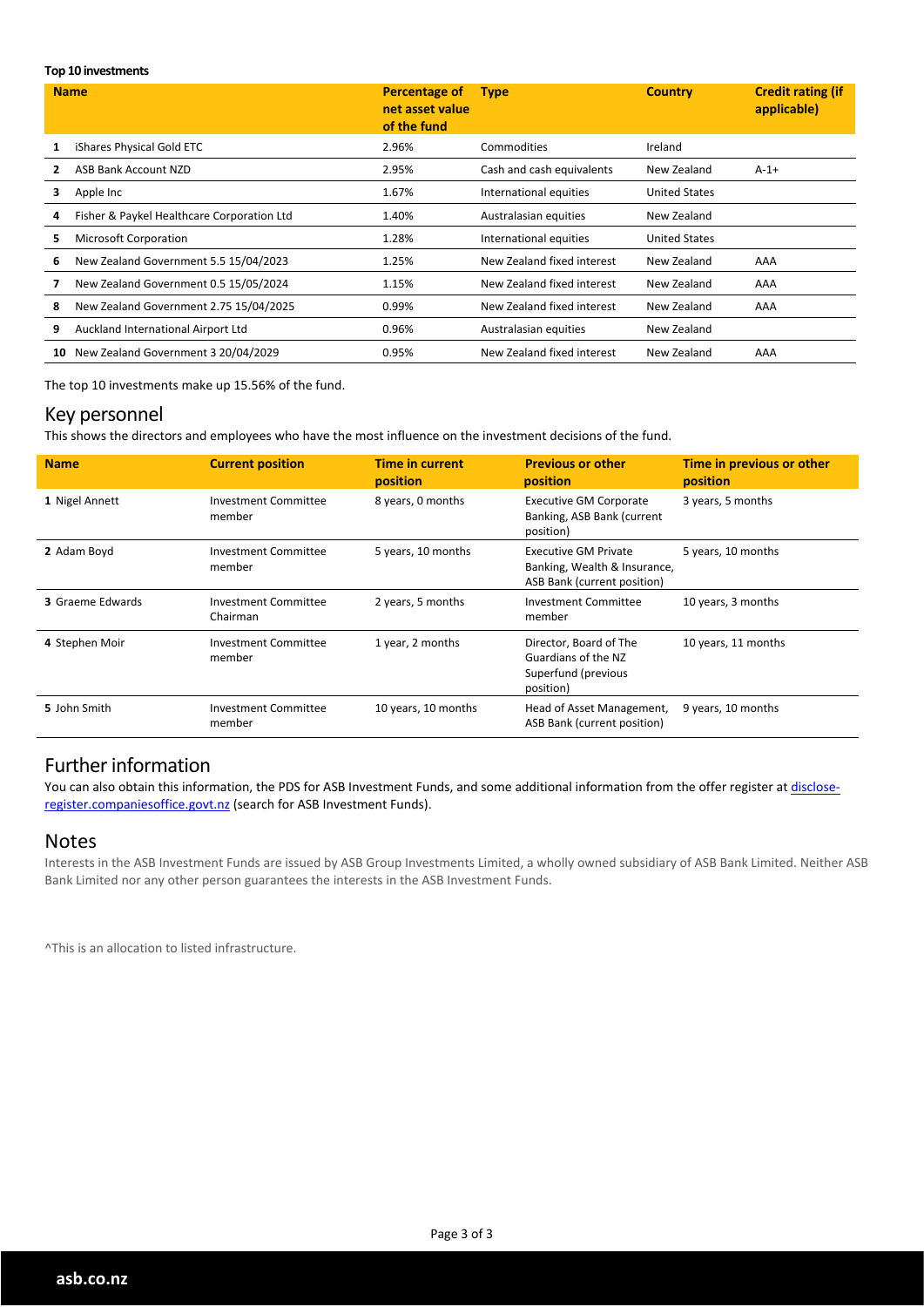**Top 10 investments**

| Name | | Percentage of net asset value of the fund | Type | Country | Credit rating (if applicable) |
|---|---|---|---|---|---|
| 1 | iShares Physical Gold ETC | 2.96% | Commodities | Ireland | |
| 2 | ASB Bank Account NZD | 2.95% | Cash and cash equivalents | New Zealand | A-1+ |
| 3 | Apple Inc | 1.67% | International equities | United States | |
| 4 | Fisher & Paykel Healthcare Corporation Ltd | 1.40% | Australasian equities | New Zealand | |
| 5 | Microsoft Corporation | 1.28% | International equities | United States | |
| 6 | New Zealand Government 5.5 15/04/2023 | 1.25% | New Zealand fixed interest | New Zealand | AAA |
| 7 | New Zealand Government 0.5 15/05/2024 | 1.15% | New Zealand fixed interest | New Zealand | AAA |
| 8 | New Zealand Government 2.75 15/04/2025 | 0.99% | New Zealand fixed interest | New Zealand | AAA |
| 9 | Auckland International Airport Ltd | 0.96% | Australasian equities | New Zealand | |
| 10 | New Zealand Government 3 20/04/2029 | 0.95% | New Zealand fixed interest | New Zealand | AAA |

The top 10 investments make up 15.56% of the fund.

## Key personnel

This shows the directors and employees who have the most influence on the investment decisions of the fund.

| Name | Current position | Time in current position | Previous or other position | Time in previous or other position |
|---|---|---|---|---|
| 1 Nigel Annett | Investment Committee member | 8 years, 0 months | Executive GM Corporate Banking, ASB Bank (current position) | 3 years, 5 months |
| 2 Adam Boyd | Investment Committee member | 5 years, 10 months | Executive GM Private Banking, Wealth & Insurance, ASB Bank (current position) | 5 years, 10 months |
| 3 Graeme Edwards | Investment Committee Chairman | 2 years, 5 months | Investment Committee member | 10 years, 3 months |
| 4 Stephen Moir | Investment Committee member | 1 year, 2 months | Director, Board of The Guardians of the NZ Superfund (previous position) | 10 years, 11 months |
| 5 John Smith | Investment Committee member | 10 years, 10 months | Head of Asset Management, ASB Bank (current position) | 9 years, 10 months |

## Further information

You can also obtain this information, the PDS for ASB Investment Funds, and some additional information from the offer register at disclose-register.companiesoffice.govt.nz (search for ASB Investment Funds).

## Notes

Interests in the ASB Investment Funds are issued by ASB Group Investments Limited, a wholly owned subsidiary of ASB Bank Limited. Neither ASB Bank Limited nor any other person guarantees the interests in the ASB Investment Funds.

^This is an allocation to listed infrastructure.